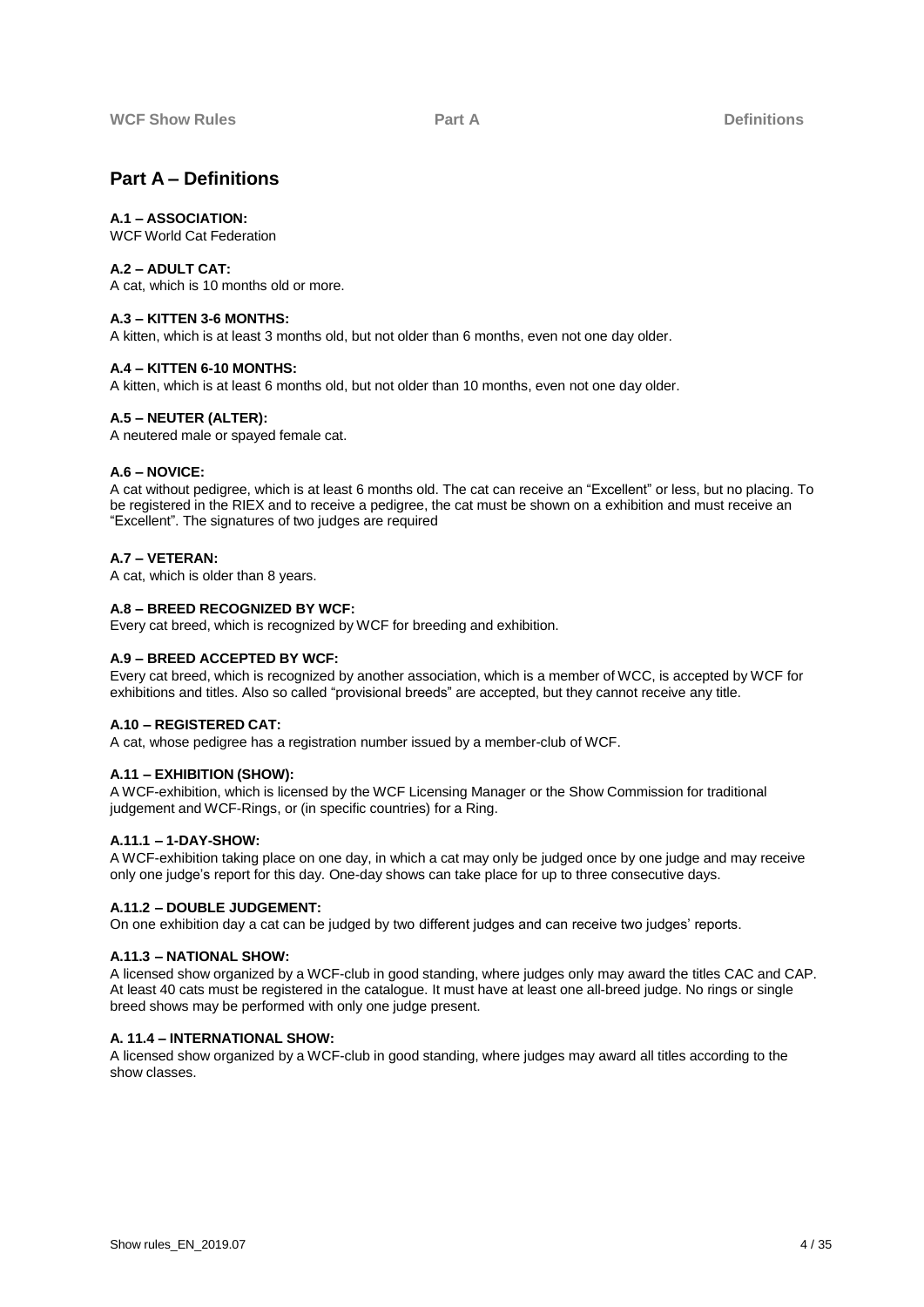## Part A – Definitions

**A.1 – ASSOCIATION:**
WCF World Cat Federation

**A.2 – ADULT CAT:**
A cat, which is 10 months old or more.

**A.3 – KITTEN 3-6 MONTHS:**
A kitten, which is at least 3 months old, but not older than 6 months, even not one day older.

**A.4 – KITTEN 6-10 MONTHS:**
A kitten, which is at least 6 months old, but not older than 10 months, even not one day older.

**A.5 – NEUTER (ALTER):**
A neutered male or spayed female cat.

**A.6 – NOVICE:**
A cat without pedigree, which is at least 6 months old. The cat can receive an "Excellent" or less, but no placing. To be registered in the RIEX and to receive a pedigree, the cat must be shown on a exhibition and must receive an "Excellent". The signatures of two judges are required

**A.7 – VETERAN:**
A cat, which is older than 8 years.

**A.8 – BREED RECOGNIZED BY WCF:**
Every cat breed, which is recognized by WCF for breeding and exhibition.

**A.9 – BREED ACCEPTED BY WCF:**
Every cat breed, which is recognized by another association, which is a member of WCC, is accepted by WCF for exhibitions and titles. Also so called "provisional breeds" are accepted, but they cannot receive any title.

**A.10 – REGISTERED CAT:**
A cat, whose pedigree has a registration number issued by a member-club of WCF.

**A.11 – EXHIBITION (SHOW):**
A WCF-exhibition, which is licensed by the WCF Licensing Manager or the Show Commission for traditional judgement and WCF-Rings, or (in specific countries) for a Ring.

**A.11.1 – 1-DAY-SHOW:**
A WCF-exhibition taking place on one day, in which a cat may only be judged once by one judge and may receive only one judge's report for this day. One-day shows can take place for up to three consecutive days.

**A.11.2 – DOUBLE JUDGEMENT:**
On one exhibition day a cat can be judged by two different judges and can receive two judges' reports.

**A.11.3 – NATIONAL SHOW:**
A licensed show organized by a WCF-club in good standing, where judges only may award the titles CAC and CAP. At least 40 cats must be registered in the catalogue. It must have at least one all-breed judge. No rings or single breed shows may be performed with only one judge present.

**A. 11.4 – INTERNATIONAL SHOW:**
A licensed show organized by a WCF-club in good standing, where judges may award all titles according to the show classes.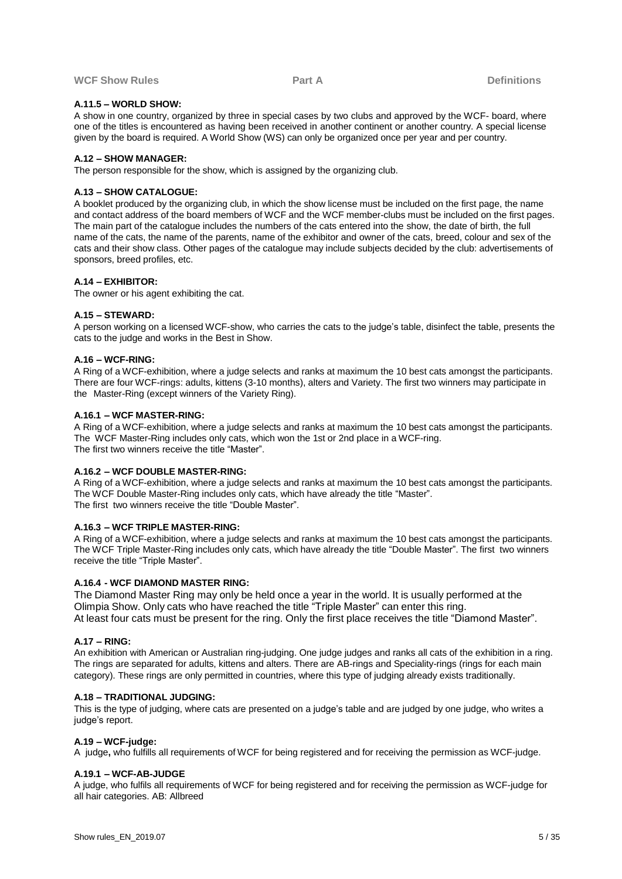#### A.11.5 – WORLD SHOW:

A show in one country, organized by three in special cases by two clubs and approved by the WCF- board, where one of the titles is encountered as having been received in another continent or another country. A special license given by the board is required. A World Show (WS) can only be organized once per year and per country.

#### A.12 – SHOW MANAGER:

The person responsible for the show, which is assigned by the organizing club.

#### A.13 – SHOW CATALOGUE:

A booklet produced by the organizing club, in which the show license must be included on the first page, the name and contact address of the board members of WCF and the WCF member-clubs must be included on the first pages. The main part of the catalogue includes the numbers of the cats entered into the show, the date of birth, the full name of the cats, the name of the parents, name of the exhibitor and owner of the cats, breed, colour and sex of the cats and their show class. Other pages of the catalogue may include subjects decided by the club: advertisements of sponsors, breed profiles, etc.

#### A.14 – EXHIBITOR:

The owner or his agent exhibiting the cat.

#### A.15 – STEWARD:

A person working on a licensed WCF-show, who carries the cats to the judge's table, disinfect the table, presents the cats to the judge and works in the Best in Show.

#### A.16 – WCF-RING:

A Ring of a WCF-exhibition, where a judge selects and ranks at maximum the 10 best cats amongst the participants. There are four WCF-rings: adults, kittens (3-10 months), alters and Variety. The first two winners may participate in the Master-Ring (except winners of the Variety Ring).

#### A.16.1 – WCF MASTER-RING:

A Ring of a WCF-exhibition, where a judge selects and ranks at maximum the 10 best cats amongst the participants. The WCF Master-Ring includes only cats, which won the 1st or 2nd place in a WCF-ring.
The first two winners receive the title "Master".

#### A.16.2 – WCF DOUBLE MASTER-RING:

A Ring of a WCF-exhibition, where a judge selects and ranks at maximum the 10 best cats amongst the participants. The WCF Double Master-Ring includes only cats, which have already the title "Master".
The first two winners receive the title "Double Master".

#### A.16.3 – WCF TRIPLE MASTER-RING:

A Ring of a WCF-exhibition, where a judge selects and ranks at maximum the 10 best cats amongst the participants. The WCF Triple Master-Ring includes only cats, which have already the title "Double Master". The first two winners receive the title "Triple Master".

#### A.16.4 - WCF DIAMOND MASTER RING:

The Diamond Master Ring may only be held once a year in the world. It is usually performed at the Olimpia Show. Only cats who have reached the title "Triple Master" can enter this ring.
At least four cats must be present for the ring. Only the first place receives the title "Diamond Master".

#### A.17 – RING:

An exhibition with American or Australian ring-judging. One judge judges and ranks all cats of the exhibition in a ring. The rings are separated for adults, kittens and alters. There are AB-rings and Speciality-rings (rings for each main category). These rings are only permitted in countries, where this type of judging already exists traditionally.

#### A.18 – TRADITIONAL JUDGING:

This is the type of judging, where cats are presented on a judge's table and are judged by one judge, who writes a judge's report.

#### A.19 – WCF-judge:

A judge**,** who fulfills all requirements of WCF for being registered and for receiving the permission as WCF-judge.

#### A.19.1 – WCF-AB-JUDGE

A judge, who fulfils all requirements of WCF for being registered and for receiving the permission as WCF-judge for all hair categories. AB: Allbreed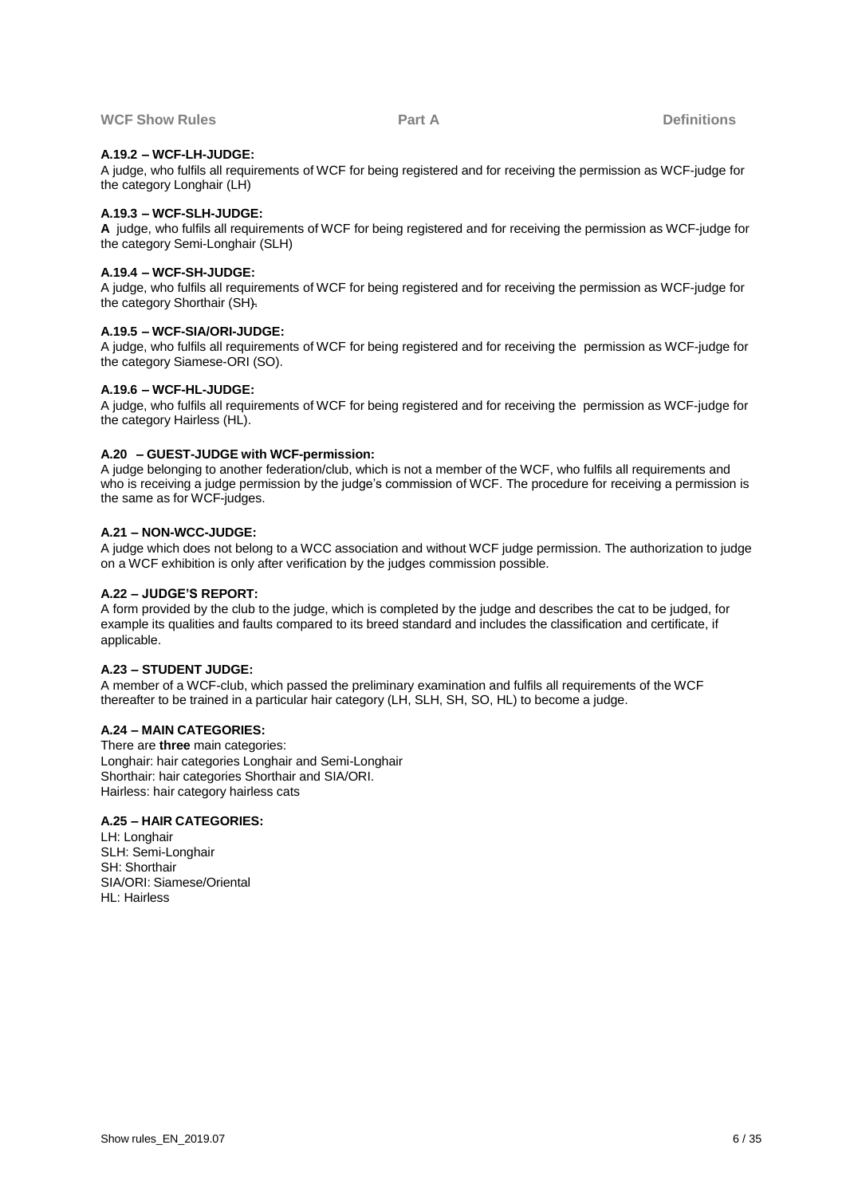#### A.19.2 – WCF-LH-JUDGE:

A judge, who fulfils all requirements of WCF for being registered and for receiving the permission as WCF-judge for the category Longhair (LH)

#### A.19.3 – WCF-SLH-JUDGE:

**A** judge, who fulfils all requirements of WCF for being registered and for receiving the permission as WCF-judge for the category Semi-Longhair (SLH)

#### A.19.4 – WCF-SH-JUDGE:

A judge, who fulfils all requirements of WCF for being registered and for receiving the permission as WCF-judge for the category Shorthair (SH).

#### A.19.5 – WCF-SIA/ORI-JUDGE:

A judge, who fulfils all requirements of WCF for being registered and for receiving the permission as WCF-judge for the category Siamese-ORI (SO).

#### A.19.6 – WCF-HL-JUDGE:

A judge, who fulfils all requirements of WCF for being registered and for receiving the permission as WCF-judge for the category Hairless (HL).

#### A.20 – GUEST-JUDGE with WCF-permission:

A judge belonging to another federation/club, which is not a member of the WCF, who fulfils all requirements and who is receiving a judge permission by the judge's commission of WCF. The procedure for receiving a permission is the same as for WCF-judges.

#### A.21 – NON-WCC-JUDGE:

A judge which does not belong to a WCC association and without WCF judge permission. The authorization to judge on a WCF exhibition is only after verification by the judges commission possible.

#### A.22 – JUDGE'S REPORT:

A form provided by the club to the judge, which is completed by the judge and describes the cat to be judged, for example its qualities and faults compared to its breed standard and includes the classification and certificate, if applicable.

#### A.23 – STUDENT JUDGE:

A member of a WCF-club, which passed the preliminary examination and fulfils all requirements of the WCF thereafter to be trained in a particular hair category (LH, SLH, SH, SO, HL) to become a judge.

#### A.24 – MAIN CATEGORIES:

There are **three** main categories:
Longhair: hair categories Longhair and Semi-Longhair
Shorthair: hair categories Shorthair and SIA/ORI.
Hairless: hair category hairless cats

#### A.25 – HAIR CATEGORIES:

LH: Longhair
SLH: Semi-Longhair
SH: Shorthair
SIA/ORI: Siamese/Oriental
HL: Hairless